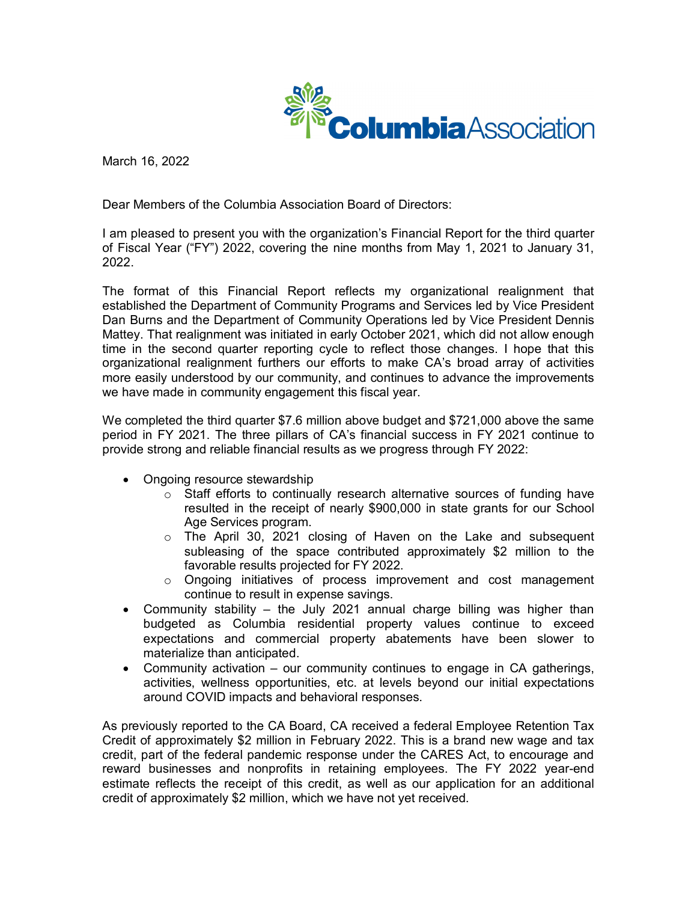March 16, 2022

Dear Members of the Columbia Association Board of Directors:

I am pleased to present you with the organization's Financial Report for the third quarter of Fiscal Year ("FY") 2022, covering the nine months from May 1, 2021 to January 31, 2022.

The format of this Financial Report reflects my organizational realignment that established the Department of Community Programs and Services led by Vice President Dan Burns and the Department of Community Operations led by Vice President Dennis Mattey. That realignment was initiated in early October 2021, which did not allow enough time in the second quarter reporting cycle to reflect those changes. I hope that this organizational realignment furthers our efforts to make CA's broad array of activities more easily understood by our community, and continues to advance the improvements we have made in community engagement this fiscal year.

We completed the third quarter $7.6 million above budget and $721,000 above the same period in FY 2021. The three pillars of CA's financial success in FY 2021 continue to provide strong and reliable financial results as we progress through FY 2022:

- Ongoing resource stewardship
  - Staff efforts to continually research alternative sources of funding have resulted in the receipt of nearly $900,000 in state grants for our School Age Services program.
  - The April 30, 2021 closing of Haven on the Lake and subsequent subleasing of the space contributed approximately $2 million to the favorable results projected for FY 2022.
  - Ongoing initiatives of process improvement and cost management continue to result in expense savings.
- Community stability – the July 2021 annual charge billing was higher than budgeted as Columbia residential property values continue to exceed expectations and commercial property abatements have been slower to materialize than anticipated.
- Community activation – our community continues to engage in CA gatherings, activities, wellness opportunities, etc. at levels beyond our initial expectations around COVID impacts and behavioral responses.

As previously reported to the CA Board, CA received a federal Employee Retention Tax Credit of approximately $2 million in February 2022. This is a brand new wage and tax credit, part of the federal pandemic response under the CARES Act, to encourage and reward businesses and nonprofits in retaining employees. The FY 2022 year-end estimate reflects the receipt of this credit, as well as our application for an additional credit of approximately $2 million, which we have not yet received.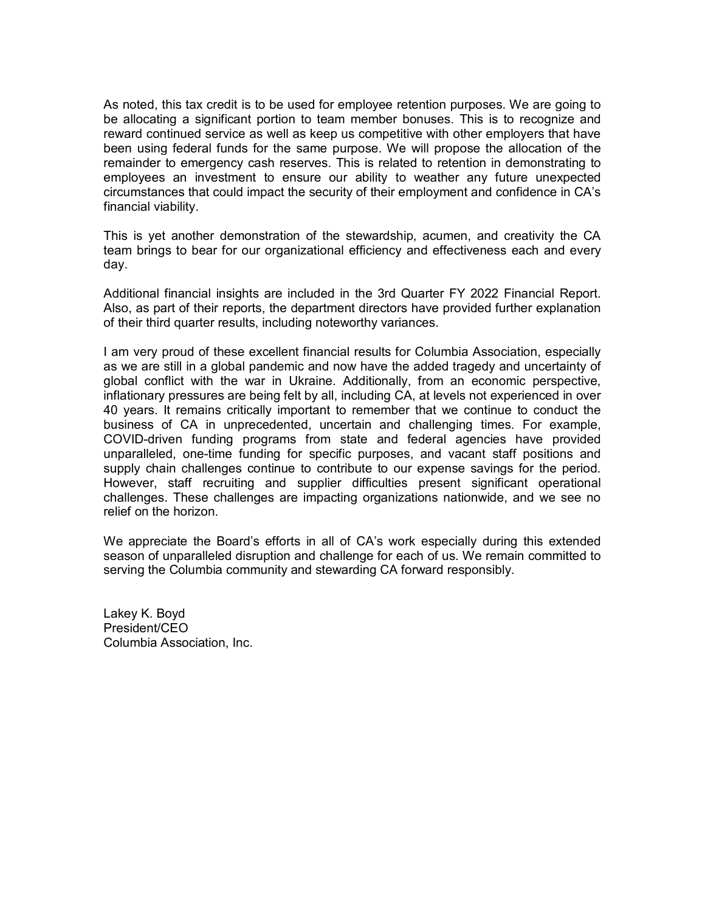As noted, this tax credit is to be used for employee retention purposes. We are going to be allocating a significant portion to team member bonuses. This is to recognize and reward continued service as well as keep us competitive with other employers that have been using federal funds for the same purpose. We will propose the allocation of the remainder to emergency cash reserves. This is related to retention in demonstrating to employees an investment to ensure our ability to weather any future unexpected circumstances that could impact the security of their employment and confidence in CA's financial viability.

This is yet another demonstration of the stewardship, acumen, and creativity the CA team brings to bear for our organizational efficiency and effectiveness each and every day.

Additional financial insights are included in the 3rd Quarter FY 2022 Financial Report. Also, as part of their reports, the department directors have provided further explanation of their third quarter results, including noteworthy variances.

I am very proud of these excellent financial results for Columbia Association, especially as we are still in a global pandemic and now have the added tragedy and uncertainty of global conflict with the war in Ukraine. Additionally, from an economic perspective, inflationary pressures are being felt by all, including CA, at levels not experienced in over 40 years. It remains critically important to remember that we continue to conduct the business of CA in unprecedented, uncertain and challenging times. For example, COVID-driven funding programs from state and federal agencies have provided unparalleled, one-time funding for specific purposes, and vacant staff positions and supply chain challenges continue to contribute to our expense savings for the period. However, staff recruiting and supplier difficulties present significant operational challenges. These challenges are impacting organizations nationwide, and we see no relief on the horizon.

We appreciate the Board's efforts in all of CA's work especially during this extended season of unparalleled disruption and challenge for each of us. We remain committed to serving the Columbia community and stewarding CA forward responsibly.

Lakey K. Boyd
President/CEO
Columbia Association, Inc.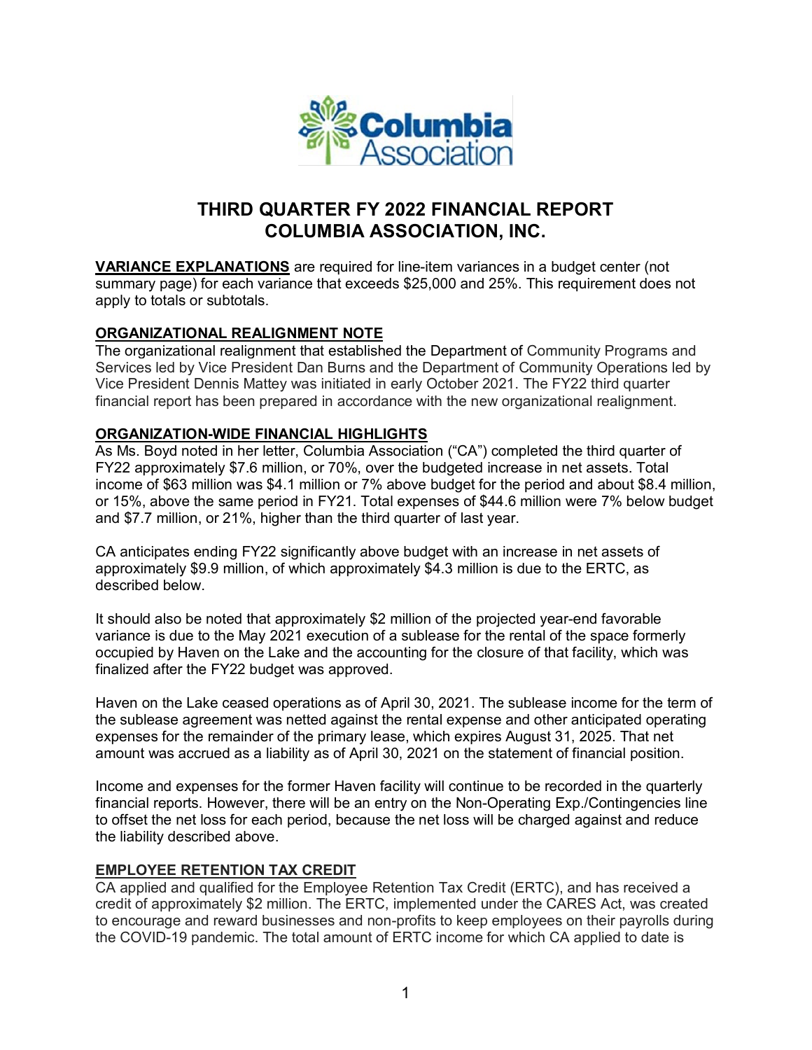# THIRD QUARTER FY 2022 FINANCIAL REPORT
# COLUMBIA ASSOCIATION, INC.

**VARIANCE EXPLANATIONS** are required for line-item variances in a budget center (not summary page) for each variance that exceeds $25,000 and 25%. This requirement does not apply to totals or subtotals.

**ORGANIZATIONAL REALIGNMENT NOTE**

The organizational realignment that established the Department of Community Programs and Services led by Vice President Dan Burns and the Department of Community Operations led by Vice President Dennis Mattey was initiated in early October 2021. The FY22 third quarter financial report has been prepared in accordance with the new organizational realignment.

**ORGANIZATION-WIDE FINANCIAL HIGHLIGHTS**

As Ms. Boyd noted in her letter, Columbia Association ("CA") completed the third quarter of FY22 approximately $7.6 million, or 70%, over the budgeted increase in net assets. Total income of $63 million was $4.1 million or 7% above budget for the period and about $8.4 million, or 15%, above the same period in FY21. Total expenses of $44.6 million were 7% below budget and $7.7 million, or 21%, higher than the third quarter of last year.

CA anticipates ending FY22 significantly above budget with an increase in net assets of approximately $9.9 million, of which approximately $4.3 million is due to the ERTC, as described below.

It should also be noted that approximately $2 million of the projected year-end favorable variance is due to the May 2021 execution of a sublease for the rental of the space formerly occupied by Haven on the Lake and the accounting for the closure of that facility, which was finalized after the FY22 budget was approved.

Haven on the Lake ceased operations as of April 30, 2021. The sublease income for the term of the sublease agreement was netted against the rental expense and other anticipated operating expenses for the remainder of the primary lease, which expires August 31, 2025. That net amount was accrued as a liability as of April 30, 2021 on the statement of financial position.

Income and expenses for the former Haven facility will continue to be recorded in the quarterly financial reports. However, there will be an entry on the Non-Operating Exp./Contingencies line to offset the net loss for each period, because the net loss will be charged against and reduce the liability described above.

**EMPLOYEE RETENTION TAX CREDIT**

CA applied and qualified for the Employee Retention Tax Credit (ERTC), and has received a credit of approximately $2 million. The ERTC, implemented under the CARES Act, was created to encourage and reward businesses and non-profits to keep employees on their payrolls during the COVID-19 pandemic. The total amount of ERTC income for which CA applied to date is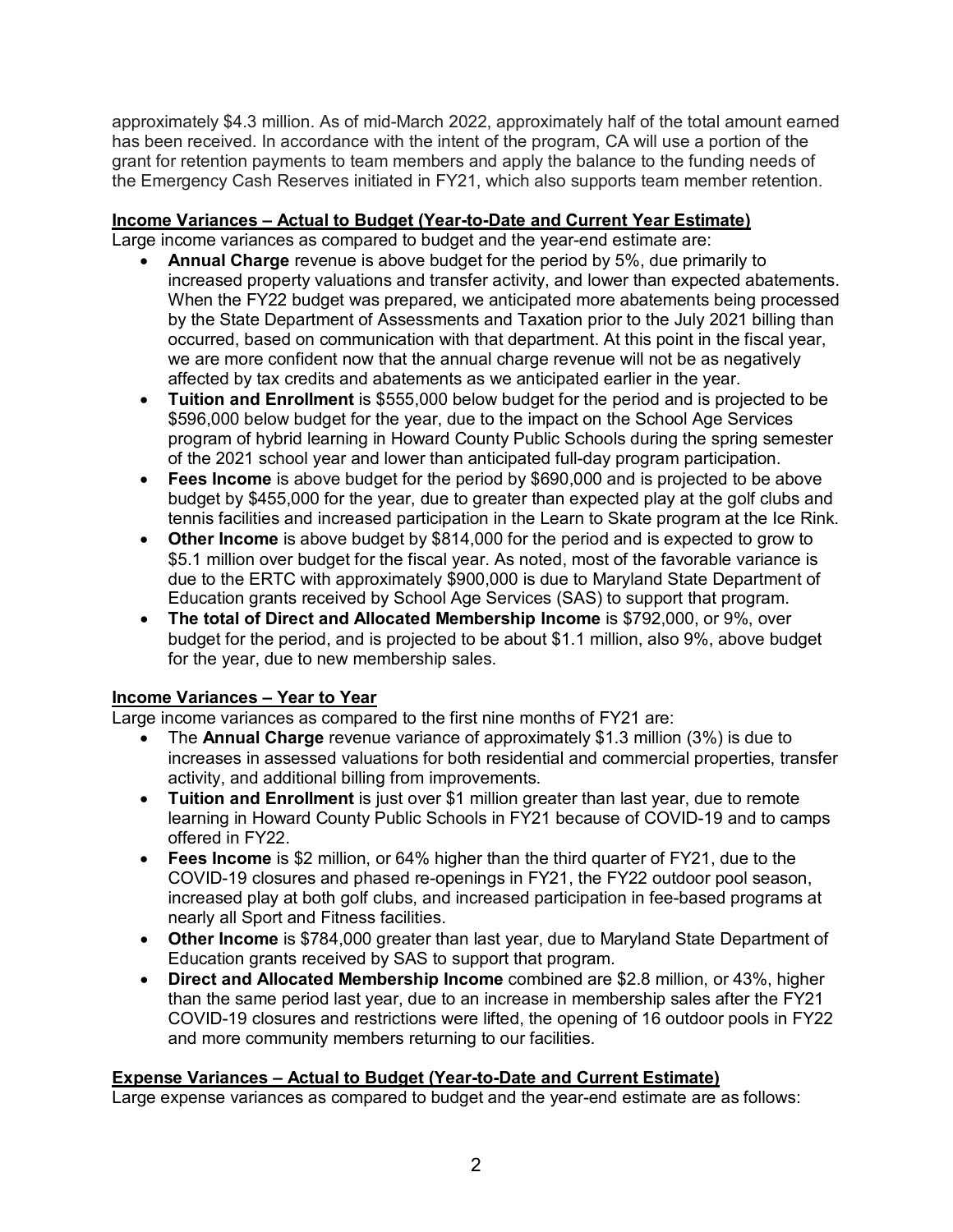approximately $4.3 million. As of mid-March 2022, approximately half of the total amount earned has been received. In accordance with the intent of the program, CA will use a portion of the grant for retention payments to team members and apply the balance to the funding needs of the Emergency Cash Reserves initiated in FY21, which also supports team member retention.

## Income Variances – Actual to Budget (Year-to-Date and Current Year Estimate)

Large income variances as compared to budget and the year-end estimate are:

- **Annual Charge** revenue is above budget for the period by 5%, due primarily to increased property valuations and transfer activity, and lower than expected abatements. When the FY22 budget was prepared, we anticipated more abatements being processed by the State Department of Assessments and Taxation prior to the July 2021 billing than occurred, based on communication with that department. At this point in the fiscal year, we are more confident now that the annual charge revenue will not be as negatively affected by tax credits and abatements as we anticipated earlier in the year.
- **Tuition and Enrollment** is $555,000 below budget for the period and is projected to be $596,000 below budget for the year, due to the impact on the School Age Services program of hybrid learning in Howard County Public Schools during the spring semester of the 2021 school year and lower than anticipated full-day program participation.
- **Fees Income** is above budget for the period by $690,000 and is projected to be above budget by $455,000 for the year, due to greater than expected play at the golf clubs and tennis facilities and increased participation in the Learn to Skate program at the Ice Rink.
- **Other Income** is above budget by $814,000 for the period and is expected to grow to $5.1 million over budget for the fiscal year. As noted, most of the favorable variance is due to the ERTC with approximately $900,000 is due to Maryland State Department of Education grants received by School Age Services (SAS) to support that program.
- **The total of Direct and Allocated Membership Income** is $792,000, or 9%, over budget for the period, and is projected to be about $1.1 million, also 9%, above budget for the year, due to new membership sales.

## Income Variances – Year to Year

Large income variances as compared to the first nine months of FY21 are:

- The **Annual Charge** revenue variance of approximately $1.3 million (3%) is due to increases in assessed valuations for both residential and commercial properties, transfer activity, and additional billing from improvements.
- **Tuition and Enrollment** is just over $1 million greater than last year, due to remote learning in Howard County Public Schools in FY21 because of COVID-19 and to camps offered in FY22.
- **Fees Income** is $2 million, or 64% higher than the third quarter of FY21, due to the COVID-19 closures and phased re-openings in FY21, the FY22 outdoor pool season, increased play at both golf clubs, and increased participation in fee-based programs at nearly all Sport and Fitness facilities.
- **Other Income** is $784,000 greater than last year, due to Maryland State Department of Education grants received by SAS to support that program.
- **Direct and Allocated Membership Income** combined are $2.8 million, or 43%, higher than the same period last year, due to an increase in membership sales after the FY21 COVID-19 closures and restrictions were lifted, the opening of 16 outdoor pools in FY22 and more community members returning to our facilities.

## Expense Variances – Actual to Budget (Year-to-Date and Current Estimate)

Large expense variances as compared to budget and the year-end estimate are as follows: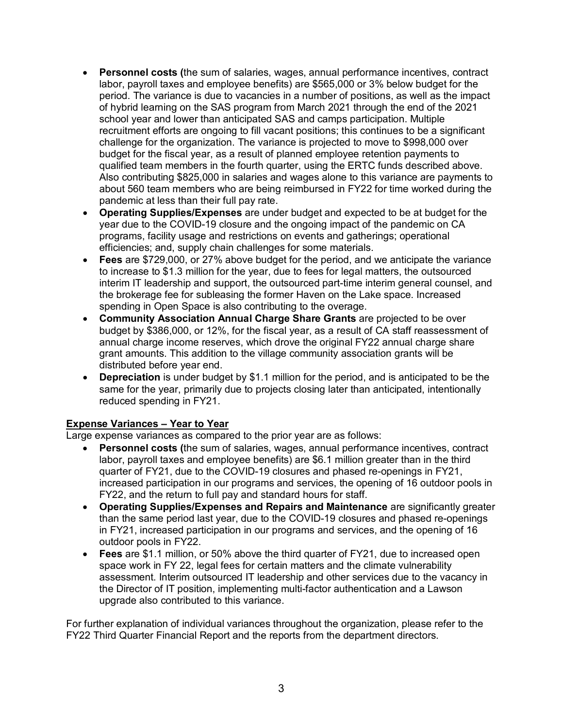- **Personnel costs (**the sum of salaries, wages, annual performance incentives, contract labor, payroll taxes and employee benefits) are $565,000 or 3% below budget for the period. The variance is due to vacancies in a number of positions, as well as the impact of hybrid learning on the SAS program from March 2021 through the end of the 2021 school year and lower than anticipated SAS and camps participation. Multiple recruitment efforts are ongoing to fill vacant positions; this continues to be a significant challenge for the organization. The variance is projected to move to $998,000 over budget for the fiscal year, as a result of planned employee retention payments to qualified team members in the fourth quarter, using the ERTC funds described above. Also contributing $825,000 in salaries and wages alone to this variance are payments to about 560 team members who are being reimbursed in FY22 for time worked during the pandemic at less than their full pay rate.
- **Operating Supplies/Expenses** are under budget and expected to be at budget for the year due to the COVID-19 closure and the ongoing impact of the pandemic on CA programs, facility usage and restrictions on events and gatherings; operational efficiencies; and, supply chain challenges for some materials.
- **Fees** are $729,000, or 27% above budget for the period, and we anticipate the variance to increase to $1.3 million for the year, due to fees for legal matters, the outsourced interim IT leadership and support, the outsourced part-time interim general counsel, and the brokerage fee for subleasing the former Haven on the Lake space. Increased spending in Open Space is also contributing to the overage.
- **Community Association Annual Charge Share Grants** are projected to be over budget by $386,000, or 12%, for the fiscal year, as a result of CA staff reassessment of annual charge income reserves, which drove the original FY22 annual charge share grant amounts. This addition to the village community association grants will be distributed before year end.
- **Depreciation** is under budget by $1.1 million for the period, and is anticipated to be the same for the year, primarily due to projects closing later than anticipated, intentionally reduced spending in FY21.

**<u>Expense Variances – Year to Year</u>**

Large expense variances as compared to the prior year are as follows:

- **Personnel costs (**the sum of salaries, wages, annual performance incentives, contract labor, payroll taxes and employee benefits) are $6.1 million greater than in the third quarter of FY21, due to the COVID-19 closures and phased re-openings in FY21, increased participation in our programs and services, the opening of 16 outdoor pools in FY22, and the return to full pay and standard hours for staff.
- **Operating Supplies/Expenses and Repairs and Maintenance** are significantly greater than the same period last year, due to the COVID-19 closures and phased re-openings in FY21, increased participation in our programs and services, and the opening of 16 outdoor pools in FY22.
- **Fees** are $1.1 million, or 50% above the third quarter of FY21, due to increased open space work in FY 22, legal fees for certain matters and the climate vulnerability assessment. Interim outsourced IT leadership and other services due to the vacancy in the Director of IT position, implementing multi-factor authentication and a Lawson upgrade also contributed to this variance.

For further explanation of individual variances throughout the organization, please refer to the FY22 Third Quarter Financial Report and the reports from the department directors.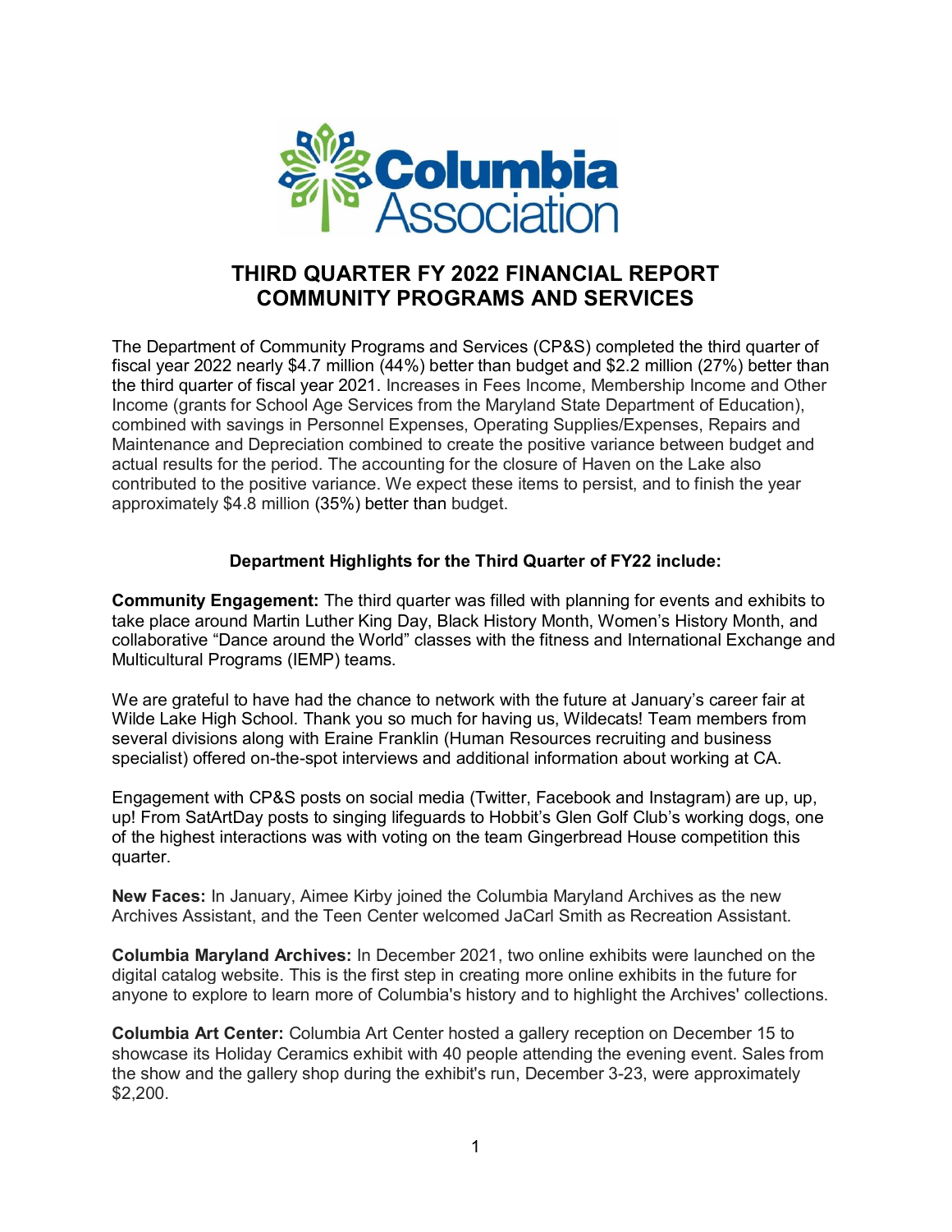# THIRD QUARTER FY 2022 FINANCIAL REPORT
# COMMUNITY PROGRAMS AND SERVICES

The Department of Community Programs and Services (CP&S) completed the third quarter of fiscal year 2022 nearly $4.7 million (44%) better than budget and $2.2 million (27%) better than the third quarter of fiscal year 2021. Increases in Fees Income, Membership Income and Other Income (grants for School Age Services from the Maryland State Department of Education), combined with savings in Personnel Expenses, Operating Supplies/Expenses, Repairs and Maintenance and Depreciation combined to create the positive variance between budget and actual results for the period. The accounting for the closure of Haven on the Lake also contributed to the positive variance. We expect these items to persist, and to finish the year approximately $4.8 million (35%) better than budget.

**Department Highlights for the Third Quarter of FY22 include:**

**Community Engagement:** The third quarter was filled with planning for events and exhibits to take place around Martin Luther King Day, Black History Month, Women's History Month, and collaborative "Dance around the World" classes with the fitness and International Exchange and Multicultural Programs (IEMP) teams.

We are grateful to have had the chance to network with the future at January's career fair at Wilde Lake High School. Thank you so much for having us, Wildecats! Team members from several divisions along with Eraine Franklin (Human Resources recruiting and business specialist) offered on-the-spot interviews and additional information about working at CA.

Engagement with CP&S posts on social media (Twitter, Facebook and Instagram) are up, up, up! From SatArtDay posts to singing lifeguards to Hobbit's Glen Golf Club's working dogs, one of the highest interactions was with voting on the team Gingerbread House competition this quarter.

**New Faces:** In January, Aimee Kirby joined the Columbia Maryland Archives as the new Archives Assistant, and the Teen Center welcomed JaCarl Smith as Recreation Assistant.

**Columbia Maryland Archives:** In December 2021, two online exhibits were launched on the digital catalog website. This is the first step in creating more online exhibits in the future for anyone to explore to learn more of Columbia's history and to highlight the Archives' collections.

**Columbia Art Center:** Columbia Art Center hosted a gallery reception on December 15 to showcase its Holiday Ceramics exhibit with 40 people attending the evening event. Sales from the show and the gallery shop during the exhibit's run, December 3-23, were approximately $2,200.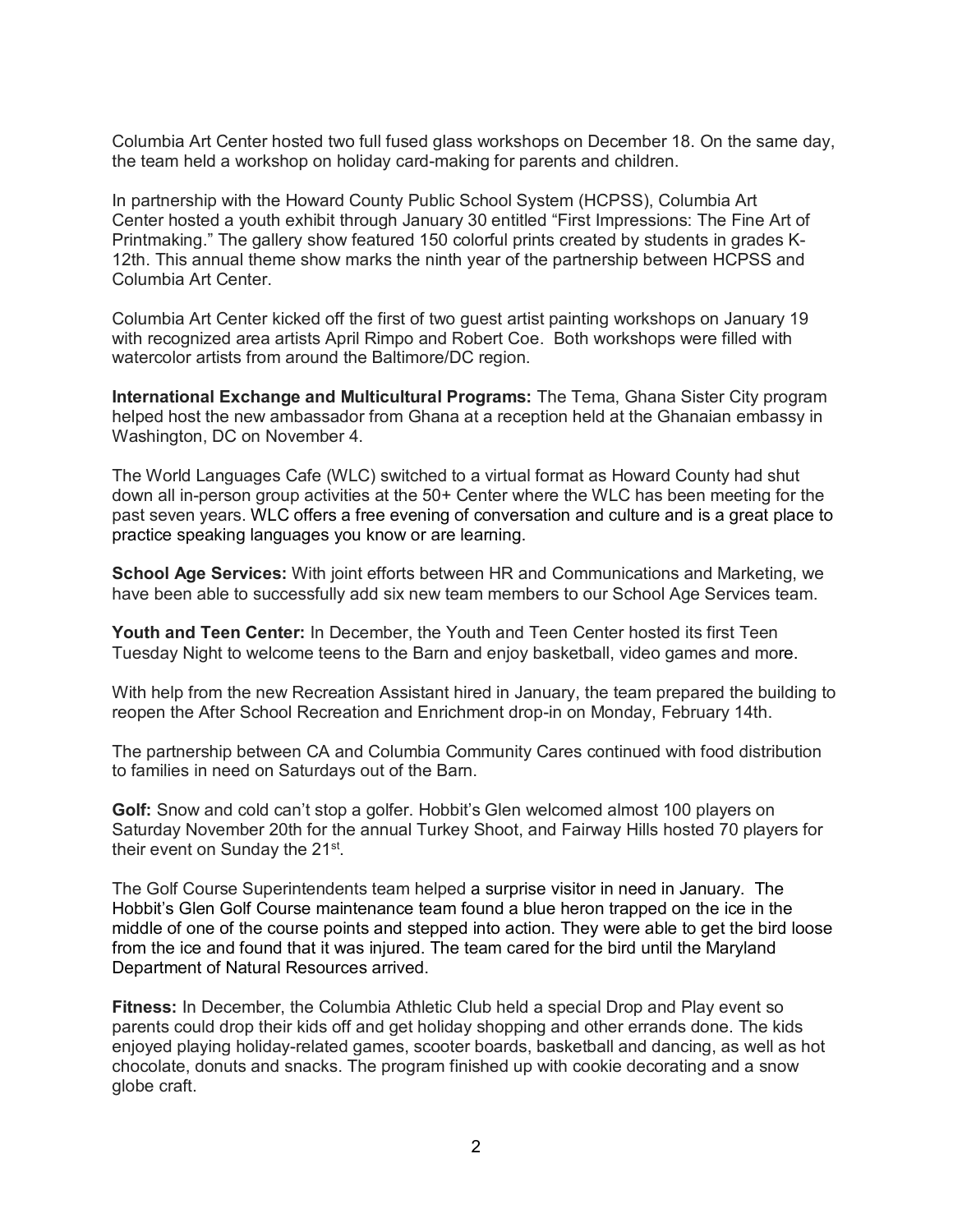Columbia Art Center hosted two full fused glass workshops on December 18. On the same day, the team held a workshop on holiday card-making for parents and children.

In partnership with the Howard County Public School System (HCPSS), Columbia Art Center hosted a youth exhibit through January 30 entitled “First Impressions: The Fine Art of Printmaking.” The gallery show featured 150 colorful prints created by students in grades K-12th. This annual theme show marks the ninth year of the partnership between HCPSS and Columbia Art Center.

Columbia Art Center kicked off the first of two guest artist painting workshops on January 19 with recognized area artists April Rimpo and Robert Coe. Both workshops were filled with watercolor artists from around the Baltimore/DC region.

**International Exchange and Multicultural Programs:** The Tema, Ghana Sister City program helped host the new ambassador from Ghana at a reception held at the Ghanaian embassy in Washington, DC on November 4.

The World Languages Cafe (WLC) switched to a virtual format as Howard County had shut down all in-person group activities at the 50+ Center where the WLC has been meeting for the past seven years. WLC offers a free evening of conversation and culture and is a great place to practice speaking languages you know or are learning.

**School Age Services:** With joint efforts between HR and Communications and Marketing, we have been able to successfully add six new team members to our School Age Services team.

**Youth and Teen Center:** In December, the Youth and Teen Center hosted its first Teen Tuesday Night to welcome teens to the Barn and enjoy basketball, video games and more.

With help from the new Recreation Assistant hired in January, the team prepared the building to reopen the After School Recreation and Enrichment drop-in on Monday, February 14th.

The partnership between CA and Columbia Community Cares continued with food distribution to families in need on Saturdays out of the Barn.

**Golf:** Snow and cold can’t stop a golfer. Hobbit’s Glen welcomed almost 100 players on Saturday November 20th for the annual Turkey Shoot, and Fairway Hills hosted 70 players for their event on Sunday the 21st.

The Golf Course Superintendents team helped a surprise visitor in need in January. The Hobbit’s Glen Golf Course maintenance team found a blue heron trapped on the ice in the middle of one of the course points and stepped into action. They were able to get the bird loose from the ice and found that it was injured. The team cared for the bird until the Maryland Department of Natural Resources arrived.

**Fitness:** In December, the Columbia Athletic Club held a special Drop and Play event so parents could drop their kids off and get holiday shopping and other errands done. The kids enjoyed playing holiday-related games, scooter boards, basketball and dancing, as well as hot chocolate, donuts and snacks. The program finished up with cookie decorating and a snow globe craft.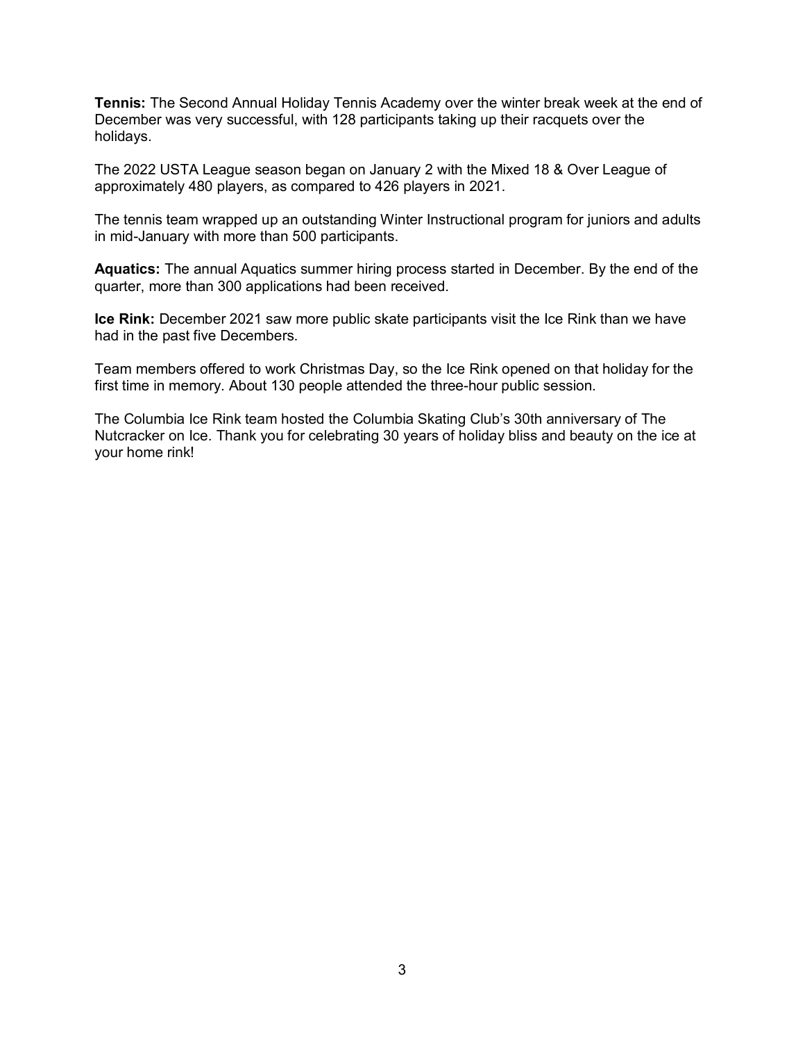**Tennis:** The Second Annual Holiday Tennis Academy over the winter break week at the end of December was very successful, with 128 participants taking up their racquets over the holidays.

The 2022 USTA League season began on January 2 with the Mixed 18 & Over League of approximately 480 players, as compared to 426 players in 2021.

The tennis team wrapped up an outstanding Winter Instructional program for juniors and adults in mid-January with more than 500 participants.

**Aquatics:** The annual Aquatics summer hiring process started in December. By the end of the quarter, more than 300 applications had been received.

**Ice Rink:** December 2021 saw more public skate participants visit the Ice Rink than we have had in the past five Decembers.

Team members offered to work Christmas Day, so the Ice Rink opened on that holiday for the first time in memory. About 130 people attended the three-hour public session.

The Columbia Ice Rink team hosted the Columbia Skating Club's 30th anniversary of The Nutcracker on Ice. Thank you for celebrating 30 years of holiday bliss and beauty on the ice at your home rink!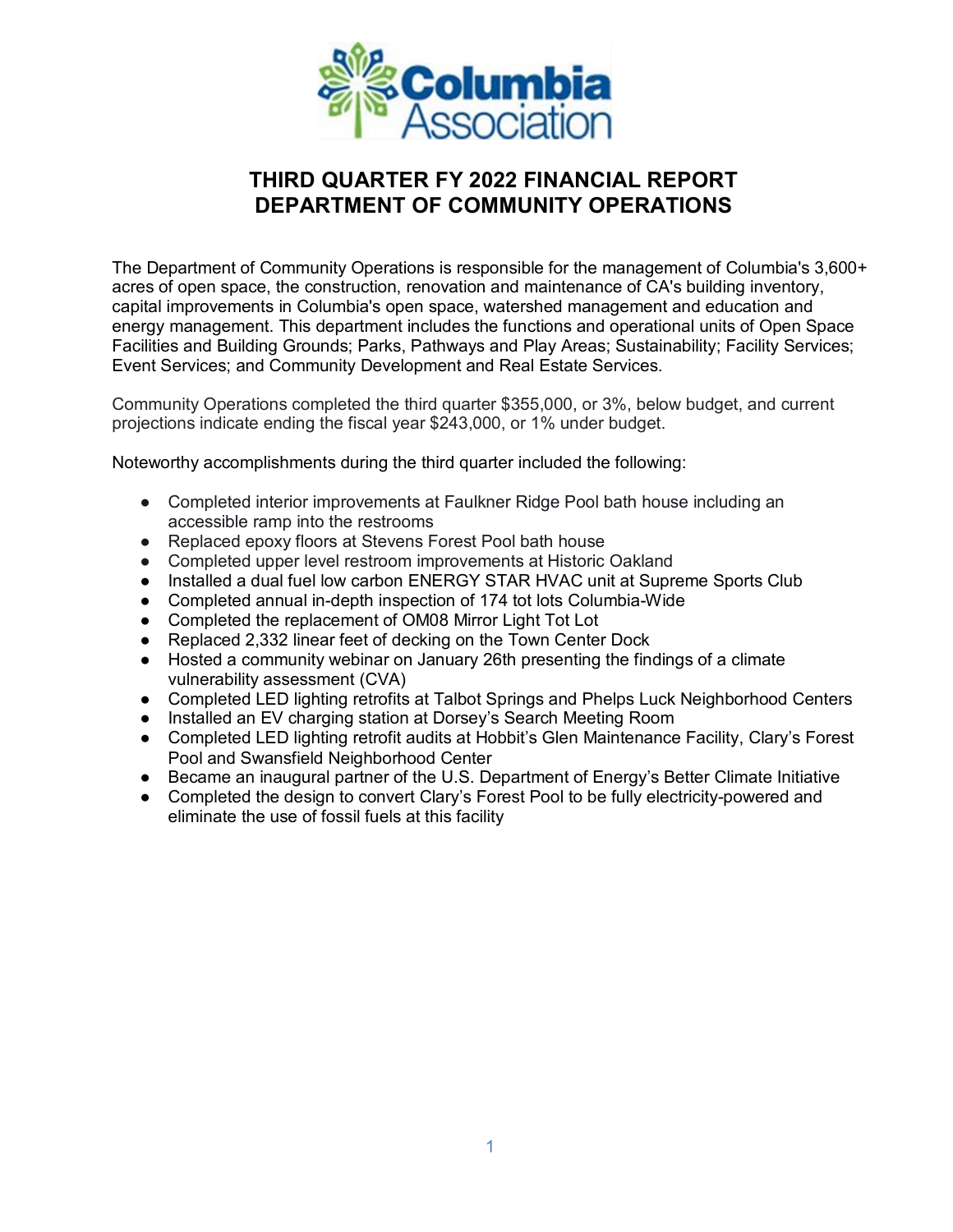# THIRD QUARTER FY 2022 FINANCIAL REPORT
# DEPARTMENT OF COMMUNITY OPERATIONS

The Department of Community Operations is responsible for the management of Columbia's 3,600+ acres of open space, the construction, renovation and maintenance of CA's building inventory, capital improvements in Columbia's open space, watershed management and education and energy management. This department includes the functions and operational units of Open Space Facilities and Building Grounds; Parks, Pathways and Play Areas; Sustainability; Facility Services; Event Services; and Community Development and Real Estate Services.

Community Operations completed the third quarter $355,000, or 3%, below budget, and current projections indicate ending the fiscal year $243,000, or 1% under budget.

Noteworthy accomplishments during the third quarter included the following:

- Completed interior improvements at Faulkner Ridge Pool bath house including an accessible ramp into the restrooms
- Replaced epoxy floors at Stevens Forest Pool bath house
- Completed upper level restroom improvements at Historic Oakland
- Installed a dual fuel low carbon ENERGY STAR HVAC unit at Supreme Sports Club
- Completed annual in-depth inspection of 174 tot lots Columbia-Wide
- Completed the replacement of OM08 Mirror Light Tot Lot
- Replaced 2,332 linear feet of decking on the Town Center Dock
- Hosted a community webinar on January 26th presenting the findings of a climate vulnerability assessment (CVA)
- Completed LED lighting retrofits at Talbot Springs and Phelps Luck Neighborhood Centers
- Installed an EV charging station at Dorsey's Search Meeting Room
- Completed LED lighting retrofit audits at Hobbit's Glen Maintenance Facility, Clary's Forest Pool and Swansfield Neighborhood Center
- Became an inaugural partner of the U.S. Department of Energy's Better Climate Initiative
- Completed the design to convert Clary's Forest Pool to be fully electricity-powered and eliminate the use of fossil fuels at this facility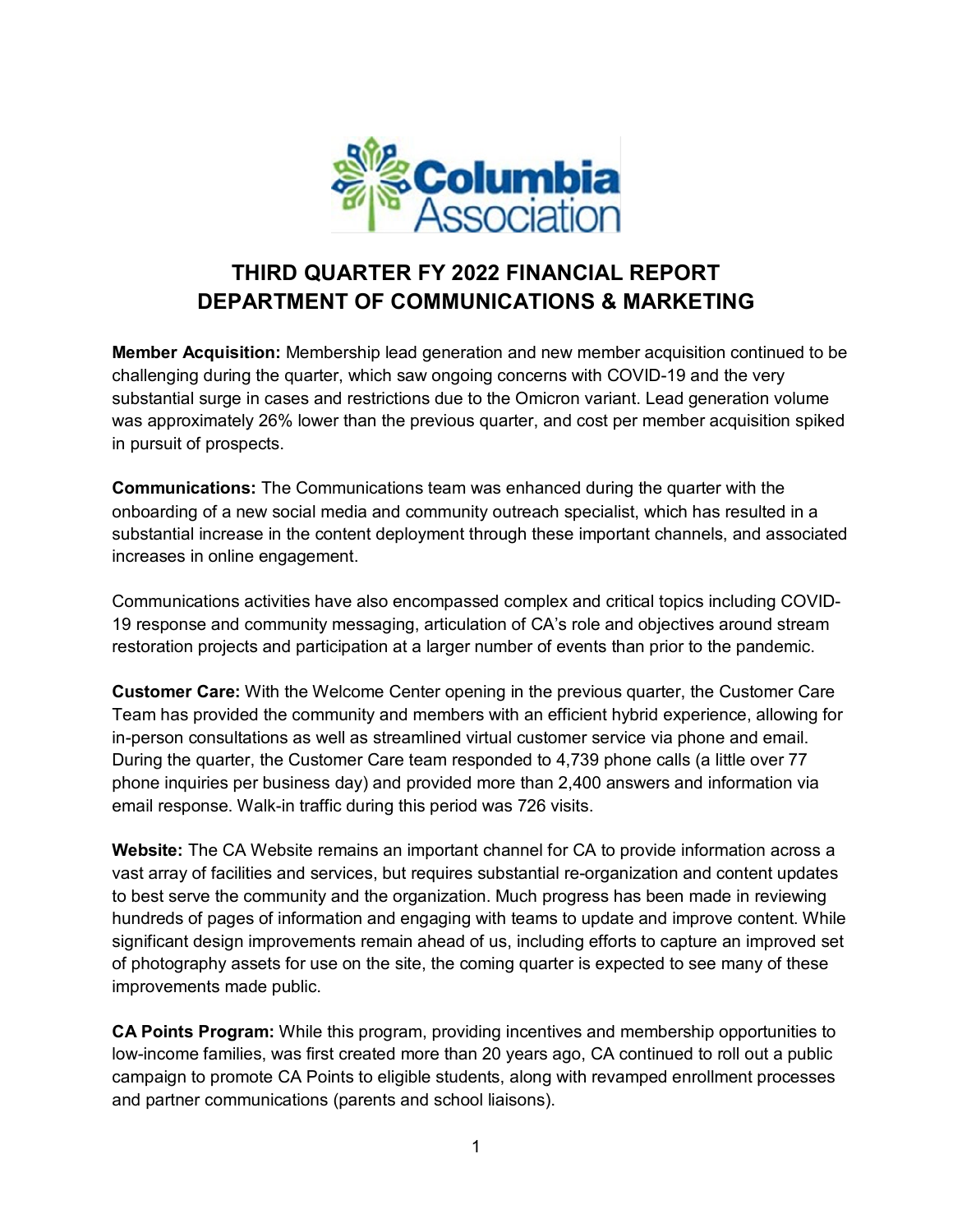# THIRD QUARTER FY 2022 FINANCIAL REPORT
# DEPARTMENT OF COMMUNICATIONS & MARKETING

**Member Acquisition:** Membership lead generation and new member acquisition continued to be challenging during the quarter, which saw ongoing concerns with COVID-19 and the very substantial surge in cases and restrictions due to the Omicron variant. Lead generation volume was approximately 26% lower than the previous quarter, and cost per member acquisition spiked in pursuit of prospects.

**Communications:** The Communications team was enhanced during the quarter with the onboarding of a new social media and community outreach specialist, which has resulted in a substantial increase in the content deployment through these important channels, and associated increases in online engagement.

Communications activities have also encompassed complex and critical topics including COVID-19 response and community messaging, articulation of CA's role and objectives around stream restoration projects and participation at a larger number of events than prior to the pandemic.

**Customer Care:** With the Welcome Center opening in the previous quarter, the Customer Care Team has provided the community and members with an efficient hybrid experience, allowing for in-person consultations as well as streamlined virtual customer service via phone and email. During the quarter, the Customer Care team responded to 4,739 phone calls (a little over 77 phone inquiries per business day) and provided more than 2,400 answers and information via email response. Walk-in traffic during this period was 726 visits.

**Website:** The CA Website remains an important channel for CA to provide information across a vast array of facilities and services, but requires substantial re-organization and content updates to best serve the community and the organization. Much progress has been made in reviewing hundreds of pages of information and engaging with teams to update and improve content. While significant design improvements remain ahead of us, including efforts to capture an improved set of photography assets for use on the site, the coming quarter is expected to see many of these improvements made public.

**CA Points Program:** While this program, providing incentives and membership opportunities to low-income families, was first created more than 20 years ago, CA continued to roll out a public campaign to promote CA Points to eligible students, along with revamped enrollment processes and partner communications (parents and school liaisons).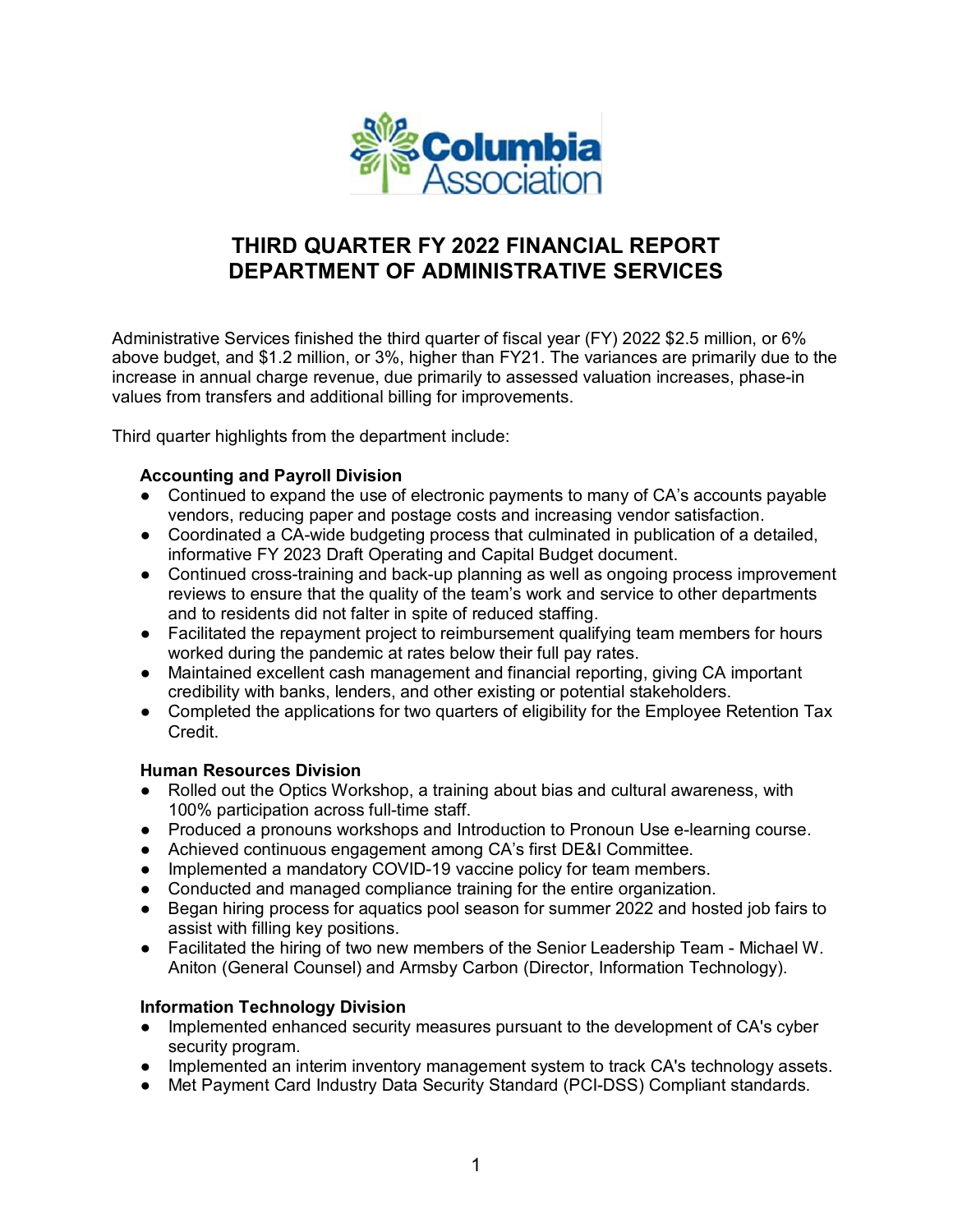# THIRD QUARTER FY 2022 FINANCIAL REPORT
# DEPARTMENT OF ADMINISTRATIVE SERVICES

Administrative Services finished the third quarter of fiscal year (FY) 2022 $2.5 million, or 6% above budget, and $1.2 million, or 3%, higher than FY21. The variances are primarily due to the increase in annual charge revenue, due primarily to assessed valuation increases, phase-in values from transfers and additional billing for improvements.

Third quarter highlights from the department include:

**Accounting and Payroll Division**

- Continued to expand the use of electronic payments to many of CA's accounts payable vendors, reducing paper and postage costs and increasing vendor satisfaction.
- Coordinated a CA-wide budgeting process that culminated in publication of a detailed, informative FY 2023 Draft Operating and Capital Budget document.
- Continued cross-training and back-up planning as well as ongoing process improvement reviews to ensure that the quality of the team's work and service to other departments and to residents did not falter in spite of reduced staffing.
- Facilitated the repayment project to reimbursement qualifying team members for hours worked during the pandemic at rates below their full pay rates.
- Maintained excellent cash management and financial reporting, giving CA important credibility with banks, lenders, and other existing or potential stakeholders.
- Completed the applications for two quarters of eligibility for the Employee Retention Tax Credit.

**Human Resources Division**

- Rolled out the Optics Workshop, a training about bias and cultural awareness, with 100% participation across full-time staff.
- Produced a pronouns workshops and Introduction to Pronoun Use e-learning course.
- Achieved continuous engagement among CA's first DE&I Committee.
- Implemented a mandatory COVID-19 vaccine policy for team members.
- Conducted and managed compliance training for the entire organization.
- Began hiring process for aquatics pool season for summer 2022 and hosted job fairs to assist with filling key positions.
- Facilitated the hiring of two new members of the Senior Leadership Team - Michael W. Aniton (General Counsel) and Armsby Carbon (Director, Information Technology).

**Information Technology Division**

- Implemented enhanced security measures pursuant to the development of CA's cyber security program.
- Implemented an interim inventory management system to track CA's technology assets.
- Met Payment Card Industry Data Security Standard (PCI-DSS) Compliant standards.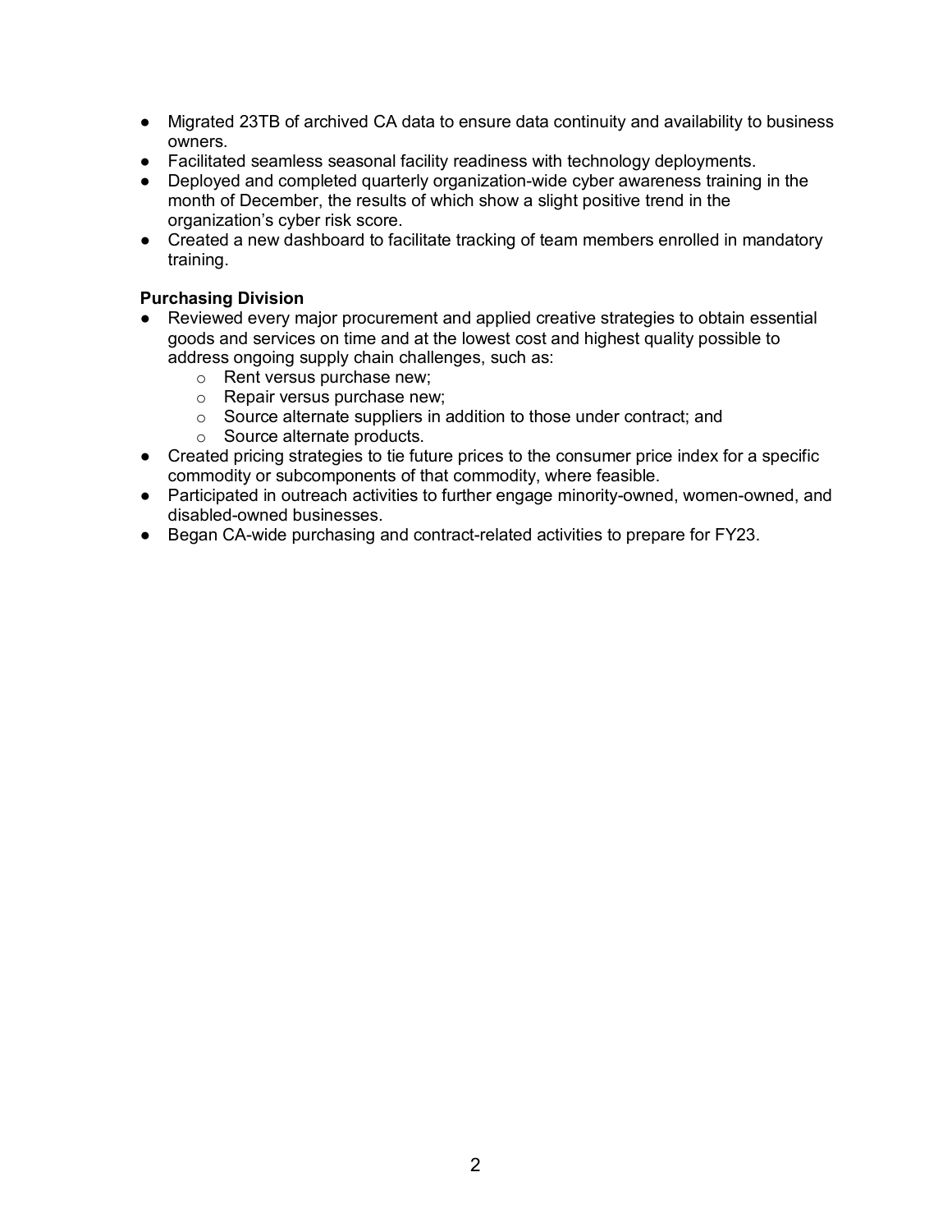- Migrated 23TB of archived CA data to ensure data continuity and availability to business owners.
- Facilitated seamless seasonal facility readiness with technology deployments.
- Deployed and completed quarterly organization-wide cyber awareness training in the month of December, the results of which show a slight positive trend in the organization's cyber risk score.
- Created a new dashboard to facilitate tracking of team members enrolled in mandatory training.

**Purchasing Division**

- Reviewed every major procurement and applied creative strategies to obtain essential goods and services on time and at the lowest cost and highest quality possible to address ongoing supply chain challenges, such as:
  - Rent versus purchase new;
  - Repair versus purchase new;
  - Source alternate suppliers in addition to those under contract; and
  - Source alternate products.
- Created pricing strategies to tie future prices to the consumer price index for a specific commodity or subcomponents of that commodity, where feasible.
- Participated in outreach activities to further engage minority-owned, women-owned, and disabled-owned businesses.
- Began CA-wide purchasing and contract-related activities to prepare for FY23.